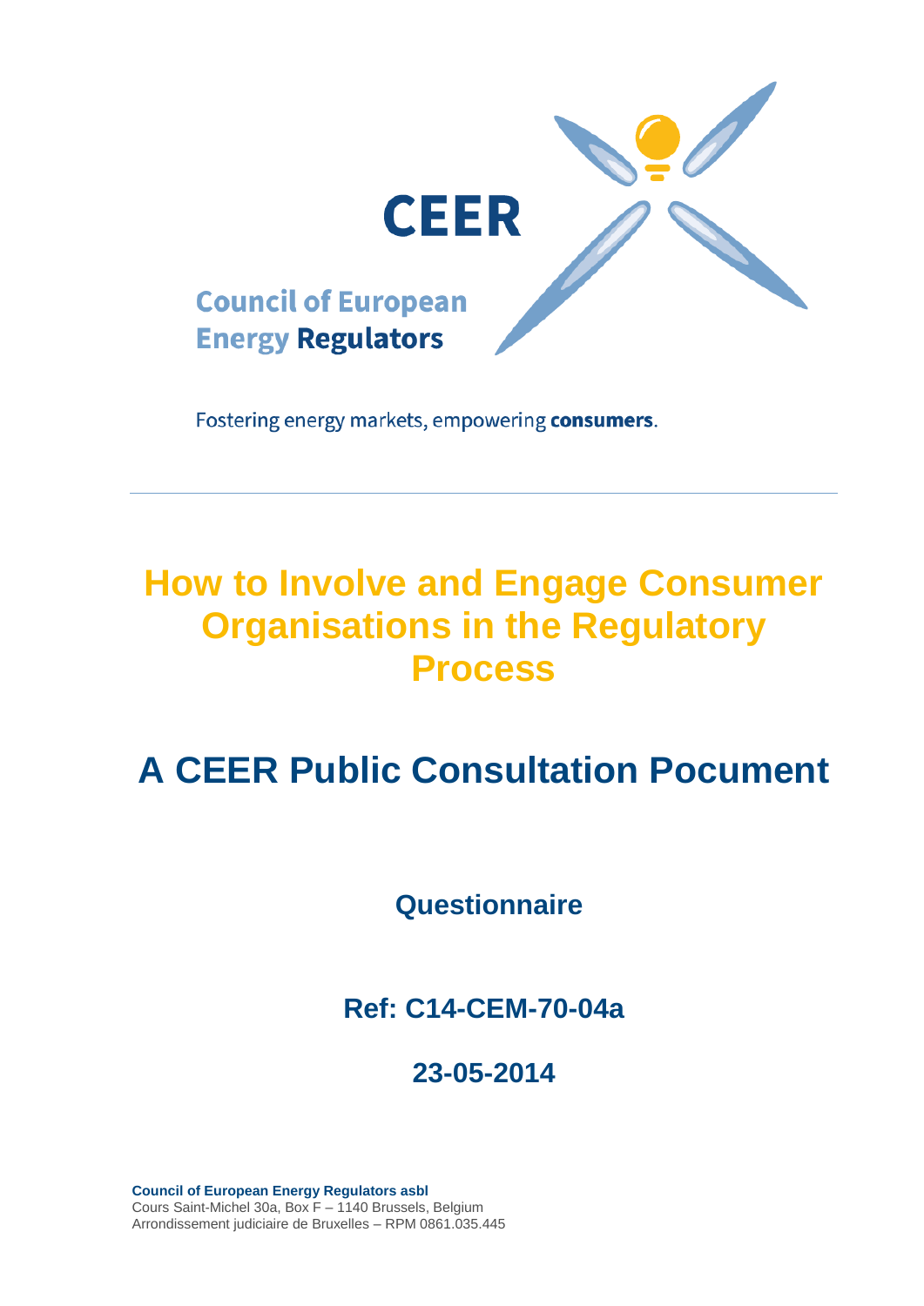CEER

Council of European Energy Regulators

Fostering energy markets, empowering **consumers**.

---

# How to Involve and Engage Consumer Organisations in the Regulatory Process

# A CEER Public Consultation Pocument

## Questionnaire

## Ref: C14-CEM-70-04a

## 23-05-2014

**Council of European Energy Regulators asbl**
Cours Saint-Michel 30a, Box F – 1140 Brussels, Belgium
Arrondissement judiciaire de Bruxelles – RPM 0861.035.445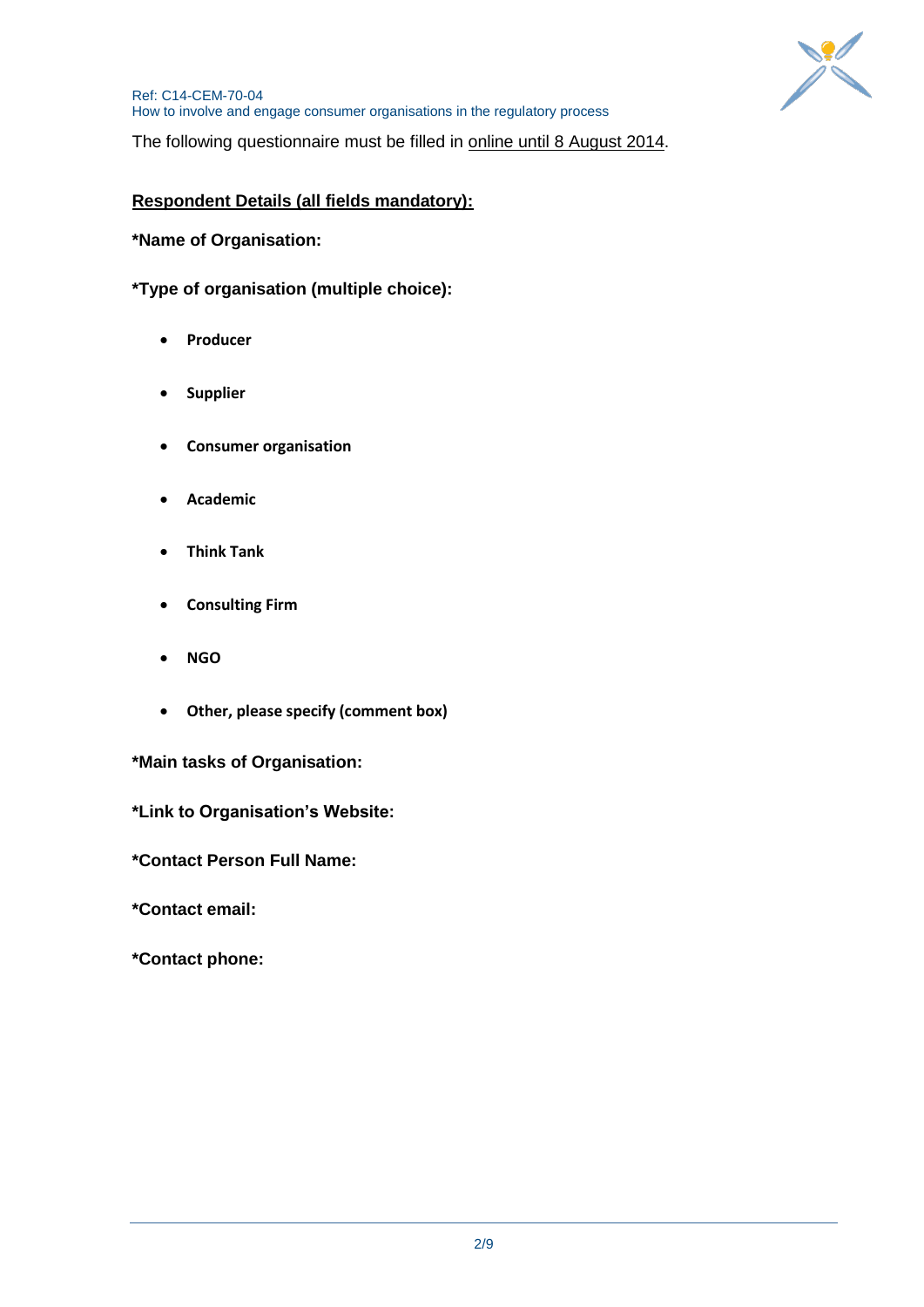The following questionnaire must be filled in online until 8 August 2014.

**Respondent Details (all fields mandatory):**

**\*Name of Organisation:**

**\*Type of organisation (multiple choice):**

- **Producer**
- **Supplier**
- **Consumer organisation**
- **Academic**
- **Think Tank**
- **Consulting Firm**
- **NGO**
- **Other, please specify (comment box)**

**\*Main tasks of Organisation:**

**\*Link to Organisation's Website:**

**\*Contact Person Full Name:**

**\*Contact email:**

**\*Contact phone:**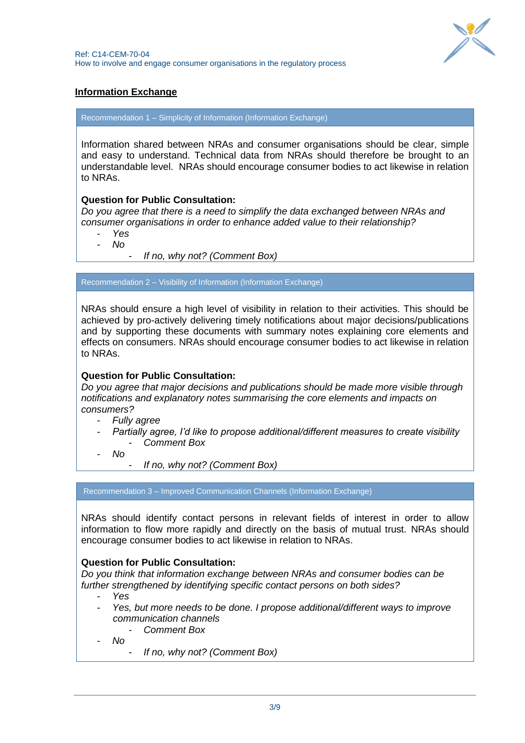## Information Exchange

**Recommendation 1 – Simplicity of Information (Information Exchange)**

Information shared between NRAs and consumer organisations should be clear, simple and easy to understand. Technical data from NRAs should therefore be brought to an understandable level. NRAs should encourage consumer bodies to act likewise in relation to NRAs.

**Question for Public Consultation:**
*Do you agree that there is a need to simplify the data exchanged between NRAs and consumer organisations in order to enhance added value to their relationship?*

- *Yes*
- *No*
    - *If no, why not? (Comment Box)*

**Recommendation 2 – Visibility of Information (Information Exchange)**

NRAs should ensure a high level of visibility in relation to their activities. This should be achieved by pro-actively delivering timely notifications about major decisions/publications and by supporting these documents with summary notes explaining core elements and effects on consumers. NRAs should encourage consumer bodies to act likewise in relation to NRAs.

**Question for Public Consultation:**
*Do you agree that major decisions and publications should be made more visible through notifications and explanatory notes summarising the core elements and impacts on consumers?*

- *Fully agree*
- *Partially agree, I'd like to propose additional/different measures to create visibility*
    - *Comment Box*
- *No*
    - *If no, why not? (Comment Box)*

**Recommendation 3 – Improved Communication Channels (Information Exchange)**

NRAs should identify contact persons in relevant fields of interest in order to allow information to flow more rapidly and directly on the basis of mutual trust. NRAs should encourage consumer bodies to act likewise in relation to NRAs.

**Question for Public Consultation:**
*Do you think that information exchange between NRAs and consumer bodies can be further strengthened by identifying specific contact persons on both sides?*

- *Yes*
- *Yes, but more needs to be done. I propose additional/different ways to improve communication channels*
    - *Comment Box*
- *No*
    - *If no, why not? (Comment Box)*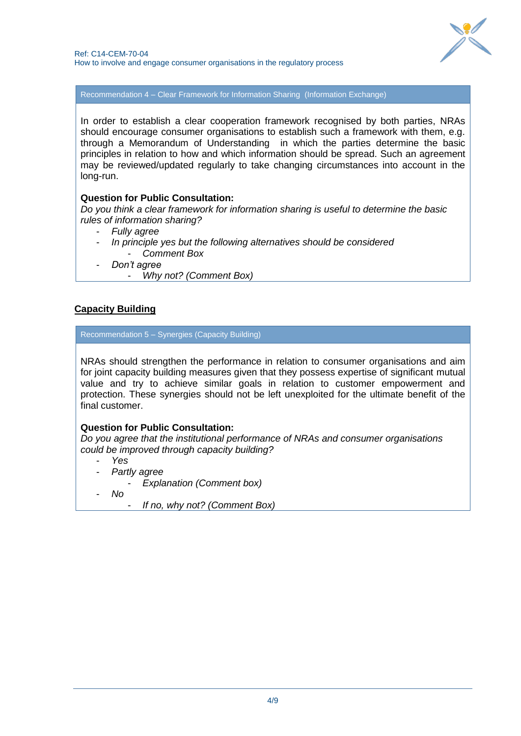**Recommendation 4 – Clear Framework for Information Sharing (Information Exchange)**

In order to establish a clear cooperation framework recognised by both parties, NRAs should encourage consumer organisations to establish such a framework with them, e.g. through a Memorandum of Understanding in which the parties determine the basic principles in relation to how and which information should be spread. Such an agreement may be reviewed/updated regularly to take changing circumstances into account in the long-run.

**Question for Public Consultation:**

*Do you think a clear framework for information sharing is useful to determine the basic rules of information sharing?*

- *Fully agree*
- *In principle yes but the following alternatives should be considered*
    - *Comment Box*
- *Don't agree*
    - *Why not? (Comment Box)*

## Capacity Building

**Recommendation 5 – Synergies (Capacity Building)**

NRAs should strengthen the performance in relation to consumer organisations and aim for joint capacity building measures given that they possess expertise of significant mutual value and try to achieve similar goals in relation to customer empowerment and protection. These synergies should not be left unexploited for the ultimate benefit of the final customer.

**Question for Public Consultation:**

*Do you agree that the institutional performance of NRAs and consumer organisations could be improved through capacity building?*

- *Yes*
- *Partly agree*
    - *Explanation (Comment box)*
- *No*
    - *If no, why not? (Comment Box)*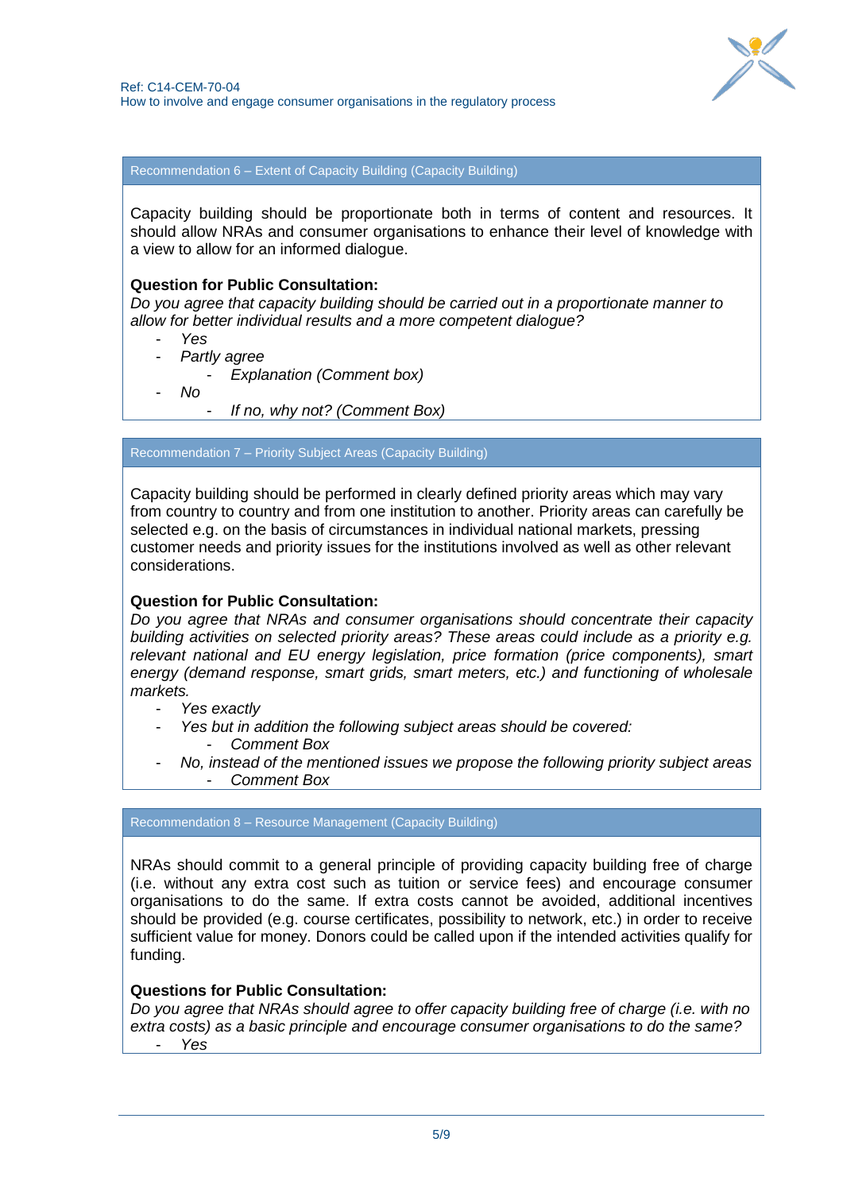### Recommendation 6 – Extent of Capacity Building (Capacity Building)

Capacity building should be proportionate both in terms of content and resources. It should allow NRAs and consumer organisations to enhance their level of knowledge with a view to allow for an informed dialogue.

**Question for Public Consultation:**
*Do you agree that capacity building should be carried out in a proportionate manner to allow for better individual results and a more competent dialogue?*

- *Yes*
- *Partly agree*
  - *Explanation (Comment box)*
- *No*
  - *If no, why not? (Comment Box)*

### Recommendation 7 – Priority Subject Areas (Capacity Building)

Capacity building should be performed in clearly defined priority areas which may vary from country to country and from one institution to another. Priority areas can carefully be selected e.g. on the basis of circumstances in individual national markets, pressing customer needs and priority issues for the institutions involved as well as other relevant considerations.

**Question for Public Consultation:**
*Do you agree that NRAs and consumer organisations should concentrate their capacity building activities on selected priority areas? These areas could include as a priority e.g. relevant national and EU energy legislation, price formation (price components), smart energy (demand response, smart grids, smart meters, etc.) and functioning of wholesale markets.*

- *Yes exactly*
- *Yes but in addition the following subject areas should be covered:*
  - *Comment Box*
- *No, instead of the mentioned issues we propose the following priority subject areas*
  - *Comment Box*

### Recommendation 8 – Resource Management (Capacity Building)

NRAs should commit to a general principle of providing capacity building free of charge (i.e. without any extra cost such as tuition or service fees) and encourage consumer organisations to do the same. If extra costs cannot be avoided, additional incentives should be provided (e.g. course certificates, possibility to network, etc.) in order to receive sufficient value for money. Donors could be called upon if the intended activities qualify for funding.

**Questions for Public Consultation:**
*Do you agree that NRAs should agree to offer capacity building free of charge (i.e. with no extra costs) as a basic principle and encourage consumer organisations to do the same?*

- *Yes*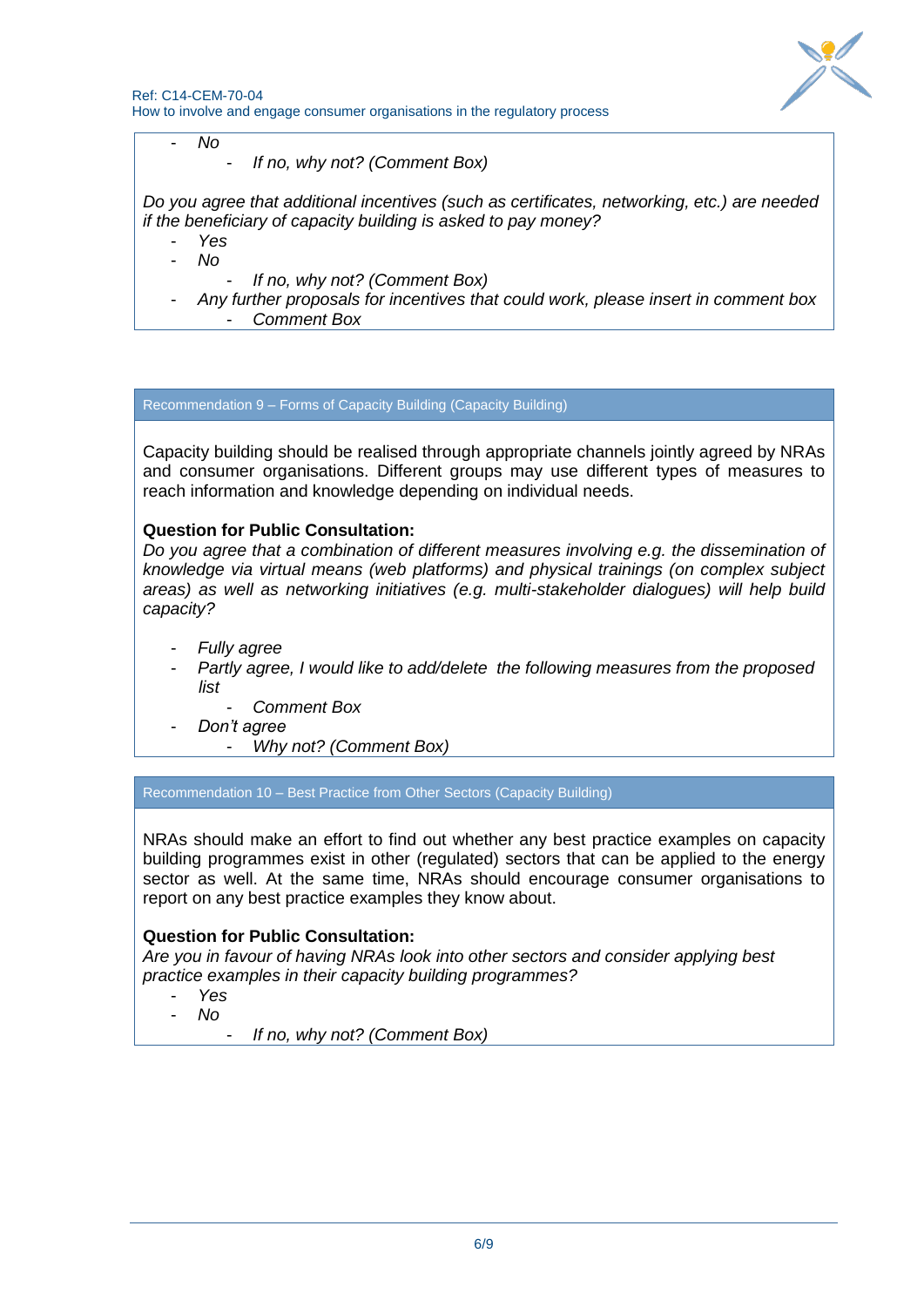- *No*
    - *If no, why not? (Comment Box)*

*Do you agree that additional incentives (such as certificates, networking, etc.) are needed if the beneficiary of capacity building is asked to pay money?*

- *Yes*
- *No*
    - *If no, why not? (Comment Box)*
- *Any further proposals for incentives that could work, please insert in comment box*
    - *Comment Box*

## Recommendation 9 – Forms of Capacity Building (Capacity Building)

Capacity building should be realised through appropriate channels jointly agreed by NRAs and consumer organisations. Different groups may use different types of measures to reach information and knowledge depending on individual needs.

**Question for Public Consultation:**
*Do you agree that a combination of different measures involving e.g. the dissemination of knowledge via virtual means (web platforms) and physical trainings (on complex subject areas) as well as networking initiatives (e.g. multi-stakeholder dialogues) will help build capacity?*

- *Fully agree*
- *Partly agree, I would like to add/delete the following measures from the proposed list*
    - *Comment Box*
- *Don't agree*
    - *Why not? (Comment Box)*

## Recommendation 10 – Best Practice from Other Sectors (Capacity Building)

NRAs should make an effort to find out whether any best practice examples on capacity building programmes exist in other (regulated) sectors that can be applied to the energy sector as well. At the same time, NRAs should encourage consumer organisations to report on any best practice examples they know about.

**Question for Public Consultation:**
*Are you in favour of having NRAs look into other sectors and consider applying best practice examples in their capacity building programmes?*

- *Yes*
- *No*
    - *If no, why not? (Comment Box)*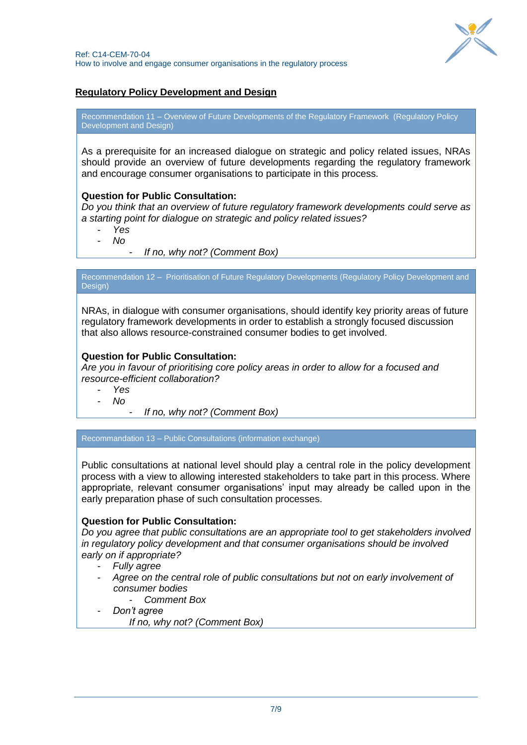## Regulatory Policy Development and Design

**Recommendation 11 – Overview of Future Developments of the Regulatory Framework (Regulatory Policy Development and Design)**

As a prerequisite for an increased dialogue on strategic and policy related issues, NRAs should provide an overview of future developments regarding the regulatory framework and encourage consumer organisations to participate in this process.

**Question for Public Consultation:**
*Do you think that an overview of future regulatory framework developments could serve as a starting point for dialogue on strategic and policy related issues?*

- *Yes*
- *No*
  - *If no, why not? (Comment Box)*

**Recommendation 12 – Prioritisation of Future Regulatory Developments (Regulatory Policy Development and Design)**

NRAs, in dialogue with consumer organisations, should identify key priority areas of future regulatory framework developments in order to establish a strongly focused discussion that also allows resource-constrained consumer bodies to get involved.

**Question for Public Consultation:**
*Are you in favour of prioritising core policy areas in order to allow for a focused and resource-efficient collaboration?*

- *Yes*
- *No*
  - *If no, why not? (Comment Box)*

**Recommandation 13 – Public Consultations (information exchange)**

Public consultations at national level should play a central role in the policy development process with a view to allowing interested stakeholders to take part in this process. Where appropriate, relevant consumer organisations' input may already be called upon in the early preparation phase of such consultation processes.

**Question for Public Consultation:**
*Do you agree that public consultations are an appropriate tool to get stakeholders involved in regulatory policy development and that consumer organisations should be involved early on if appropriate?*

- *Fully agree*
- *Agree on the central role of public consultations but not on early involvement of consumer bodies*
  - *Comment Box*
- *Don't agree*

  *If no, why not? (Comment Box)*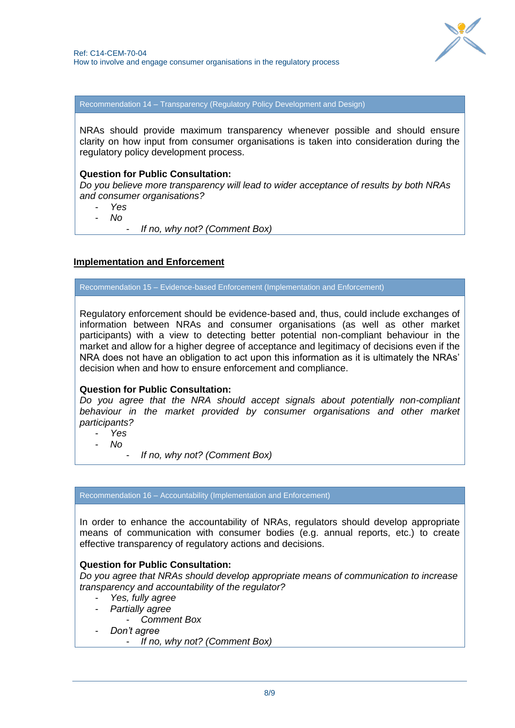**Recommendation 14 – Transparency (Regulatory Policy Development and Design)**

NRAs should provide maximum transparency whenever possible and should ensure clarity on how input from consumer organisations is taken into consideration during the regulatory policy development process.

**Question for Public Consultation:**

*Do you believe more transparency will lead to wider acceptance of results by both NRAs and consumer organisations?*

- *Yes*
- *No*
    - *If no, why not? (Comment Box)*

## Implementation and Enforcement

**Recommendation 15 – Evidence-based Enforcement (Implementation and Enforcement)**

Regulatory enforcement should be evidence-based and, thus, could include exchanges of information between NRAs and consumer organisations (as well as other market participants) with a view to detecting better potential non-compliant behaviour in the market and allow for a higher degree of acceptance and legitimacy of decisions even if the NRA does not have an obligation to act upon this information as it is ultimately the NRAs' decision when and how to ensure enforcement and compliance.

**Question for Public Consultation:**

*Do you agree that the NRA should accept signals about potentially non-compliant behaviour in the market provided by consumer organisations and other market participants?*

- *Yes*
- *No*
    - *If no, why not? (Comment Box)*

**Recommendation 16 – Accountability (Implementation and Enforcement)**

In order to enhance the accountability of NRAs, regulators should develop appropriate means of communication with consumer bodies (e.g. annual reports, etc.) to create effective transparency of regulatory actions and decisions.

**Question for Public Consultation:**

*Do you agree that NRAs should develop appropriate means of communication to increase transparency and accountability of the regulator?*

- *Yes, fully agree*
- *Partially agree*
    - *Comment Box*
- *Don't agree*
    - *If no, why not? (Comment Box)*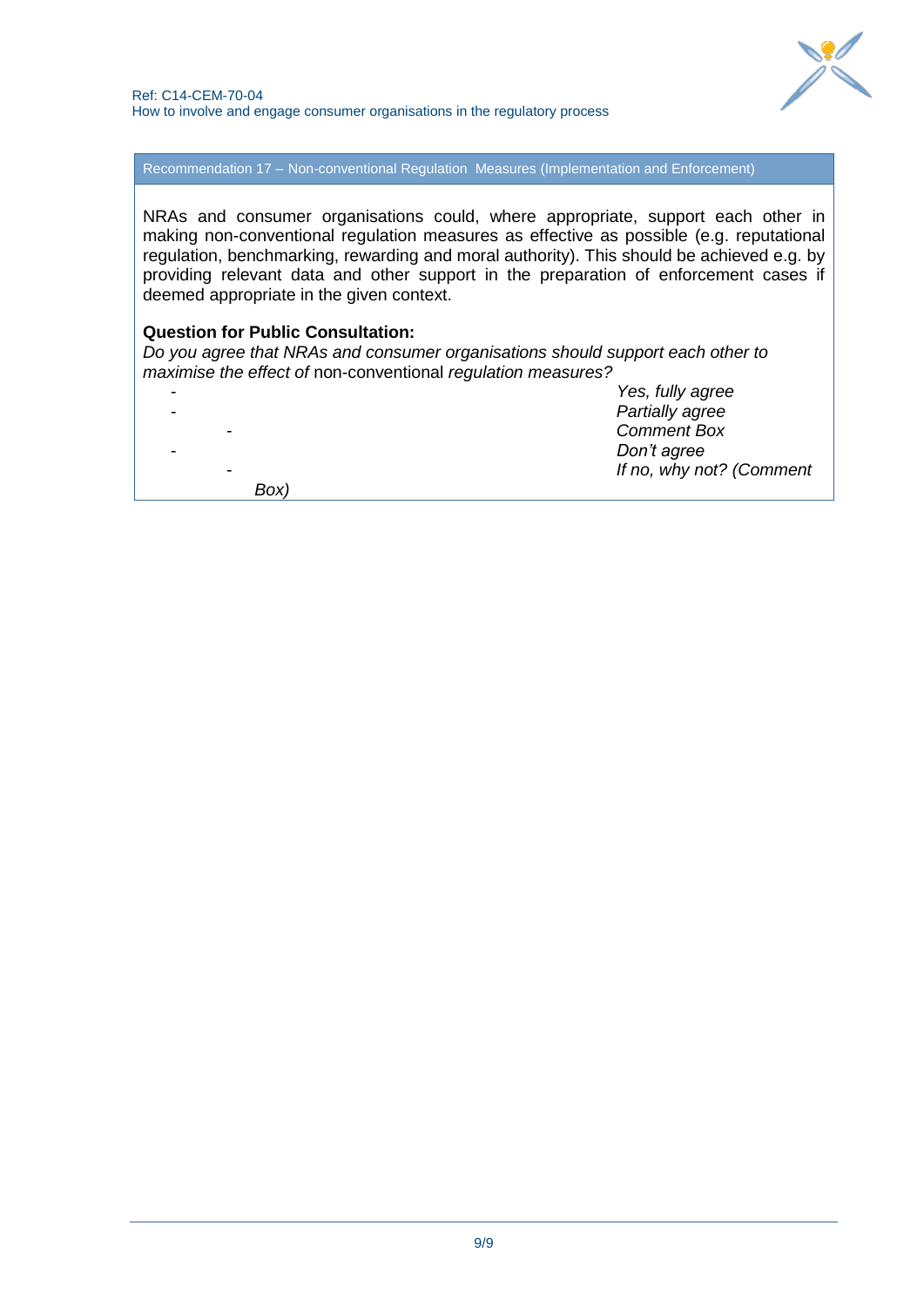**Recommendation 17 – Non-conventional Regulation Measures (Implementation and Enforcement)**

NRAs and consumer organisations could, where appropriate, support each other in making non-conventional regulation measures as effective as possible (e.g. reputational regulation, benchmarking, rewarding and moral authority). This should be achieved e.g. by providing relevant data and other support in the preparation of enforcement cases if deemed appropriate in the given context.

**Question for Public Consultation:**

*Do you agree that NRAs and consumer organisations should support each other to maximise the effect of* non-conventional *regulation measures?*

- *Yes, fully agree*
- *Partially agree*
  - *Comment Box*
- *Don't agree*
  - *If no, why not? (Comment Box)*